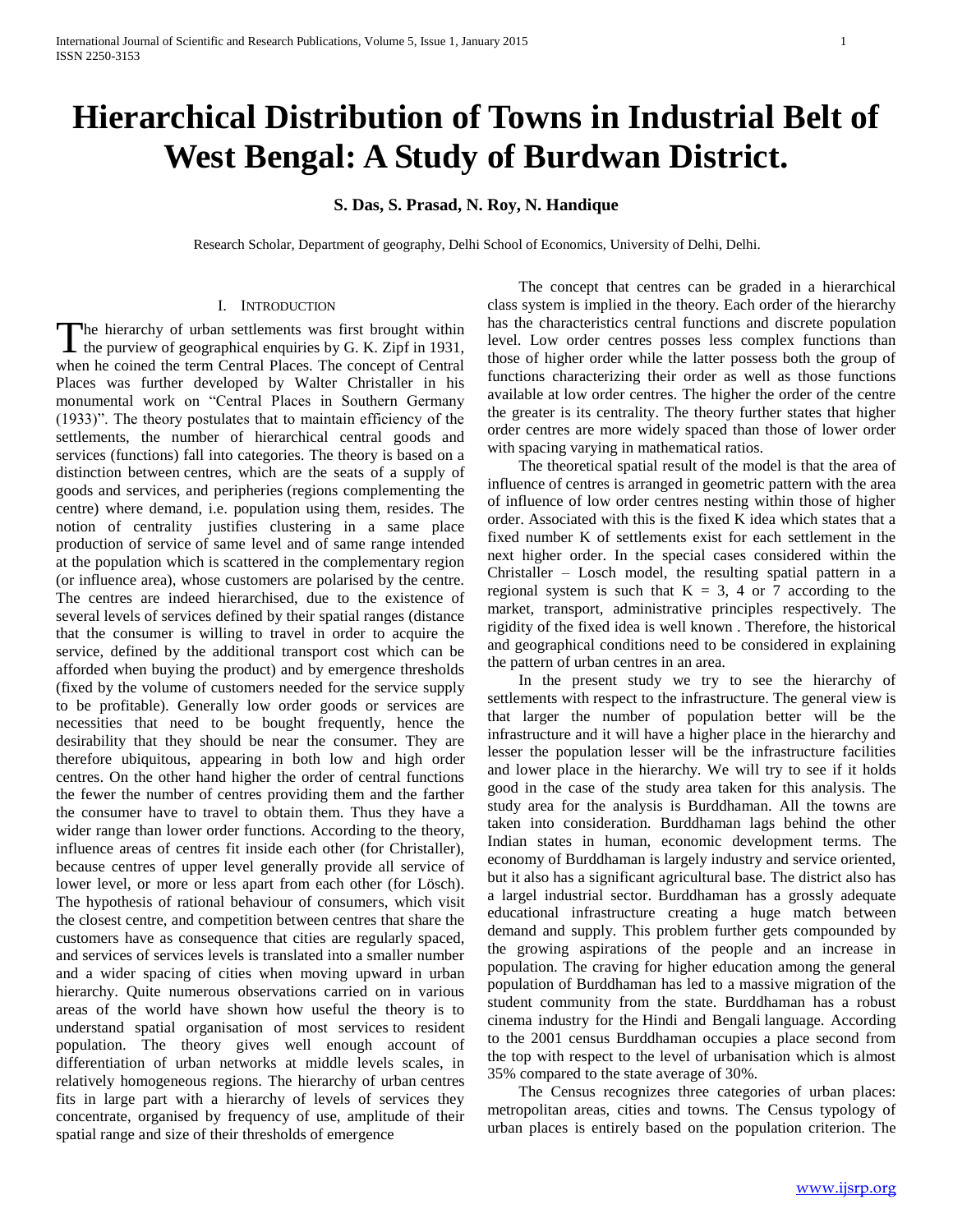# Hierarchical Distribution of Towns in Industrial Belt of West Bengal: A Study of Burdwan District.

**S. Das, S. Prasad, N. Roy, N. Handique**

Research Scholar, Department of geography, Delhi School of Economics, University of Delhi, Delhi.

## I. Introduction

The hierarchy of urban settlements was first brought within the purview of geographical enquiries by G. K. Zipf in 1931, when he coined the term Central Places. The concept of Central Places was further developed by Walter Christaller in his monumental work on "Central Places in Southern Germany (1933)". The theory postulates that to maintain efficiency of the settlements, the number of hierarchical central goods and services (functions) fall into categories. The theory is based on a distinction between centres, which are the seats of a supply of goods and services, and peripheries (regions complementing the centre) where demand, i.e. population using them, resides. The notion of centrality justifies clustering in a same place production of service of same level and of same range intended at the population which is scattered in the complementary region (or influence area), whose customers are polarised by the centre. The centres are indeed hierarchised, due to the existence of several levels of services defined by their spatial ranges (distance that the consumer is willing to travel in order to acquire the service, defined by the additional transport cost which can be afforded when buying the product) and by emergence thresholds (fixed by the volume of customers needed for the service supply to be profitable). Generally low order goods or services are necessities that need to be bought frequently, hence the desirability that they should be near the consumer. They are therefore ubiquitous, appearing in both low and high order centres. On the other hand higher the order of central functions the fewer the number of centres providing them and the farther the consumer have to travel to obtain them. Thus they have a wider range than lower order functions. According to the theory, influence areas of centres fit inside each other (for Christaller), because centres of upper level generally provide all service of lower level, or more or less apart from each other (for Lösch). The hypothesis of rational behaviour of consumers, which visit the closest centre, and competition between centres that share the customers have as consequence that cities are regularly spaced, and services of services levels is translated into a smaller number and a wider spacing of cities when moving upward in urban hierarchy. Quite numerous observations carried on in various areas of the world have shown how useful the theory is to understand spatial organisation of most services to resident population. The theory gives well enough account of differentiation of urban networks at middle levels scales, in relatively homogeneous regions. The hierarchy of urban centres fits in large part with a hierarchy of levels of services they concentrate, organised by frequency of use, amplitude of their spatial range and size of their thresholds of emergence

The concept that centres can be graded in a hierarchical class system is implied in the theory. Each order of the hierarchy has the characteristics central functions and discrete population level. Low order centres posses less complex functions than those of higher order while the latter possess both the group of functions characterizing their order as well as those functions available at low order centres. The higher the order of the centre the greater is its centrality. The theory further states that higher order centres are more widely spaced than those of lower order with spacing varying in mathematical ratios.

The theoretical spatial result of the model is that the area of influence of centres is arranged in geometric pattern with the area of influence of low order centres nesting within those of higher order. Associated with this is the fixed K idea which states that a fixed number K of settlements exist for each settlement in the next higher order. In the special cases considered within the Christaller – Losch model, the resulting spatial pattern in a regional system is such that $K = 3$, 4 or 7 according to the market, transport, administrative principles respectively. The rigidity of the fixed idea is well known . Therefore, the historical and geographical conditions need to be considered in explaining the pattern of urban centres in an area.

In the present study we try to see the hierarchy of settlements with respect to the infrastructure. The general view is that larger the number of population better will be the infrastructure and it will have a higher place in the hierarchy and lesser the population lesser will be the infrastructure facilities and lower place in the hierarchy. We will try to see if it holds good in the case of the study area taken for this analysis. The study area for the analysis is Burddhaman. All the towns are taken into consideration. Burddhaman lags behind the other Indian states in human, economic development terms. The economy of Burddhaman is largely industry and service oriented, but it also has a significant agricultural base. The district also has a largel industrial sector. Burddhaman has a grossly adequate educational infrastructure creating a huge match between demand and supply. This problem further gets compounded by the growing aspirations of the people and an increase in population. The craving for higher education among the general population of Burddhaman has led to a massive migration of the student community from the state. Burddhaman has a robust cinema industry for the Hindi and Bengali language. According to the 2001 census Burddhaman occupies a place second from the top with respect to the level of urbanisation which is almost 35% compared to the state average of 30%.

The Census recognizes three categories of urban places: metropolitan areas, cities and towns. The Census typology of urban places is entirely based on the population criterion. The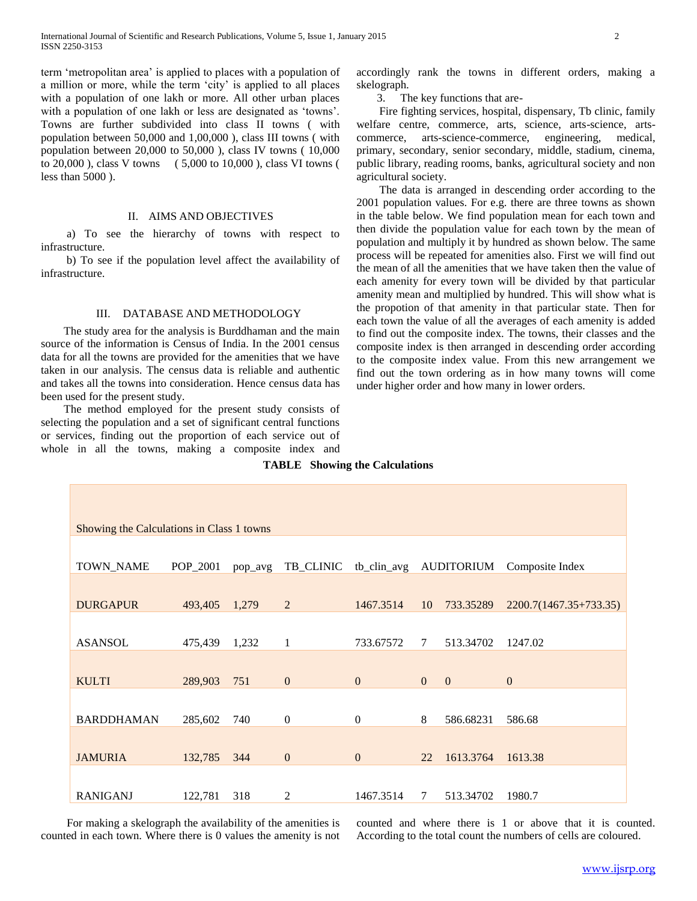term 'metropolitan area' is applied to places with a population of a million or more, while the term 'city' is applied to all places with a population of one lakh or more. All other urban places with a population of one lakh or less are designated as 'towns'. Towns are further subdivided into class II towns ( with population between 50,000 and 1,00,000 ), class III towns ( with population between 20,000 to 50,000 ), class IV towns ( 10,000 to 20,000 ), class V towns ( 5,000 to 10,000 ), class VI towns ( less than 5000 ).

## II. AIMS AND OBJECTIVES

a) To see the hierarchy of towns with respect to infrastructure.

b) To see if the population level affect the availability of infrastructure.

## III. DATABASE AND METHODOLOGY

The study area for the analysis is Burddhaman and the main source of the information is Census of India. In the 2001 census data for all the towns are provided for the amenities that we have taken in our analysis. The census data is reliable and authentic and takes all the towns into consideration. Hence census data has been used for the present study.

The method employed for the present study consists of selecting the population and a set of significant central functions or services, finding out the proportion of each service out of whole in all the towns, making a composite index and accordingly rank the towns in different orders, making a skelograph.

3. The key functions that are-

Fire fighting services, hospital, dispensary, Tb clinic, family welfare centre, commerce, arts, science, arts-science, arts-commerce, arts-science-commerce, engineering, medical, primary, secondary, senior secondary, middle, stadium, cinema, public library, reading rooms, banks, agricultural society and non agricultural society.

The data is arranged in descending order according to the 2001 population values. For e.g. there are three towns as shown in the table below. We find population mean for each town and then divide the population value for each town by the mean of population and multiply it by hundred as shown below. The same process will be repeated for amenities also. First we will find out the mean of all the amenities that we have taken then the value of each amenity for every town will be divided by that particular amenity mean and multiplied by hundred. This will show what is the propotion of that amenity in that particular state. Then for each town the value of all the averages of each amenity is added to find out the composite index. The towns, their classes and the composite index is then arranged in descending order according to the composite index value. From this new arrangement we find out the town ordering as in how many towns will come under higher order and how many in lower orders.

**TABLE Showing the Calculations**

Showing the Calculations in Class 1 towns

| TOWN_NAME | POP_2001 | pop_avg | TB_CLINIC | tb_clin_avg | AUDITORIUM | | Composite Index |
|---|---|---|---|---|---|---|---|
| DURGAPUR | 493,405 | 1,279 | 2 | 1467.3514 | 10 | 733.35289 | 2200.7(1467.35+733.35) |
| ASANSOL | 475,439 | 1,232 | 1 | 733.67572 | 7 | 513.34702 | 1247.02 |
| KULTI | 289,903 | 751 | 0 | 0 | 0 | 0 | 0 |
| BARDDHAMAN | 285,602 | 740 | 0 | 0 | 8 | 586.68231 | 586.68 |
| JAMURIA | 132,785 | 344 | 0 | 0 | 22 | 1613.3764 | 1613.38 |
| RANIGANJ | 122,781 | 318 | 2 | 1467.3514 | 7 | 513.34702 | 1980.7 |

For making a skelograph the availability of the amenities is counted in each town. Where there is 0 values the amenity is not counted and where there is 1 or above that it is counted. According to the total count the numbers of cells are coloured.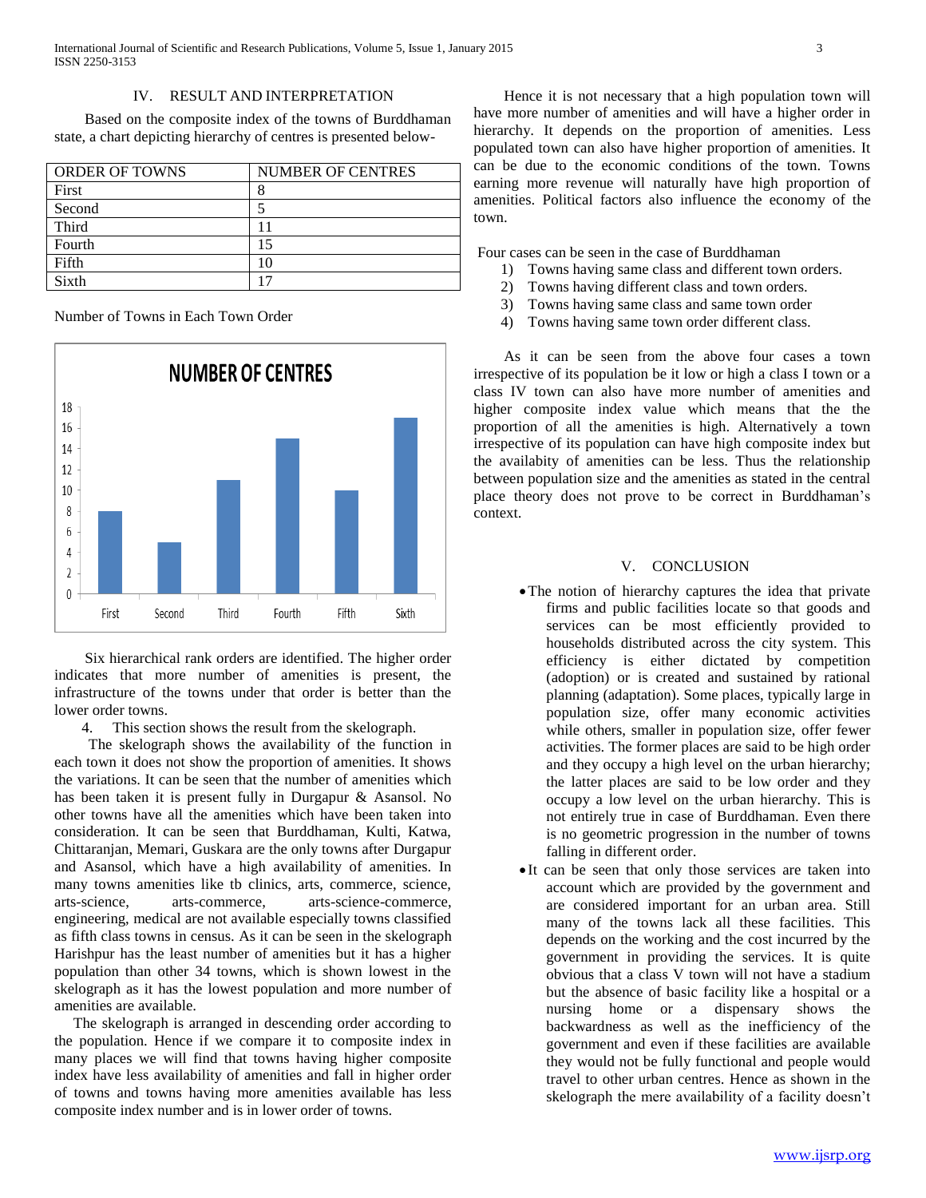## IV. RESULT AND INTERPRETATION

Based on the composite index of the towns of Burddhaman state, a chart depicting hierarchy of centres is presented below-

| ORDER OF TOWNS | NUMBER OF CENTRES |
|---|---|
| First | 8 |
| Second | 5 |
| Third | 11 |
| Fourth | 15 |
| Fifth | 10 |
| Sixth | 17 |

Number of Towns in Each Town Order

Six hierarchical rank orders are identified. The higher order indicates that more number of amenities is present, the infrastructure of the towns under that order is better than the lower order towns.

4. This section shows the result from the skelograph.

The skelograph shows the availability of the function in each town it does not show the proportion of amenities. It shows the variations. It can be seen that the number of amenities which has been taken it is present fully in Durgapur & Asansol. No other towns have all the amenities which have been taken into consideration. It can be seen that Burddhaman, Kulti, Katwa, Chittaranjan, Memari, Guskara are the only towns after Durgapur and Asansol, which have a high availability of amenities. In many towns amenities like tb clinics, arts, commerce, science, arts-science, arts-commerce, arts-science-commerce, engineering, medical are not available especially towns classified as fifth class towns in census. As it can be seen in the skelograph Harishpur has the least number of amenities but it has a higher population than other 34 towns, which is shown lowest in the skelograph as it has the lowest population and more number of amenities are available.

The skelograph is arranged in descending order according to the population. Hence if we compare it to composite index in many places we will find that towns having higher composite index have less availability of amenities and fall in higher order of towns and towns having more amenities available has less composite index number and is in lower order of towns.

Hence it is not necessary that a high population town will have more number of amenities and will have a higher order in hierarchy. It depends on the proportion of amenities. Less populated town can also have higher proportion of amenities. It can be due to the economic conditions of the town. Towns earning more revenue will naturally have high proportion of amenities. Political factors also influence the economy of the town.

Four cases can be seen in the case of Burddhaman

1) Towns having same class and different town orders.
2) Towns having different class and town orders.
3) Towns having same class and same town order
4) Towns having same town order different class.

As it can be seen from the above four cases a town irrespective of its population be it low or high a class I town or a class IV town can also have more number of amenities and higher composite index value which means that the the proportion of all the amenities is high. Alternatively a town irrespective of its population can have high composite index but the availability of amenities can be less. Thus the relationship between population size and the amenities as stated in the central place theory does not prove to be correct in Burddhaman's context.

## V. CONCLUSION

- The notion of hierarchy captures the idea that private firms and public facilities locate so that goods and services can be most efficiently provided to households distributed across the city system. This efficiency is either dictated by competition (adoption) or is created and sustained by rational planning (adaptation). Some places, typically large in population size, offer many economic activities while others, smaller in population size, offer fewer activities. The former places are said to be high order and they occupy a high level on the urban hierarchy; the latter places are said to be low order and they occupy a low level on the urban hierarchy. This is not entirely true in case of Burddhaman. Even there is no geometric progression in the number of towns falling in different order.
- It can be seen that only those services are taken into account which are provided by the government and are considered important for an urban area. Still many of the towns lack all these facilities. This depends on the working and the cost incurred by the government in providing the services. It is quite obvious that a class V town will not have a stadium but the absence of basic facility like a hospital or a nursing home or a dispensary shows the backwardness as well as the inefficiency of the government and even if these facilities are available they would not be fully functional and people would travel to other urban centres. Hence as shown in the skelograph the mere availability of a facility doesn't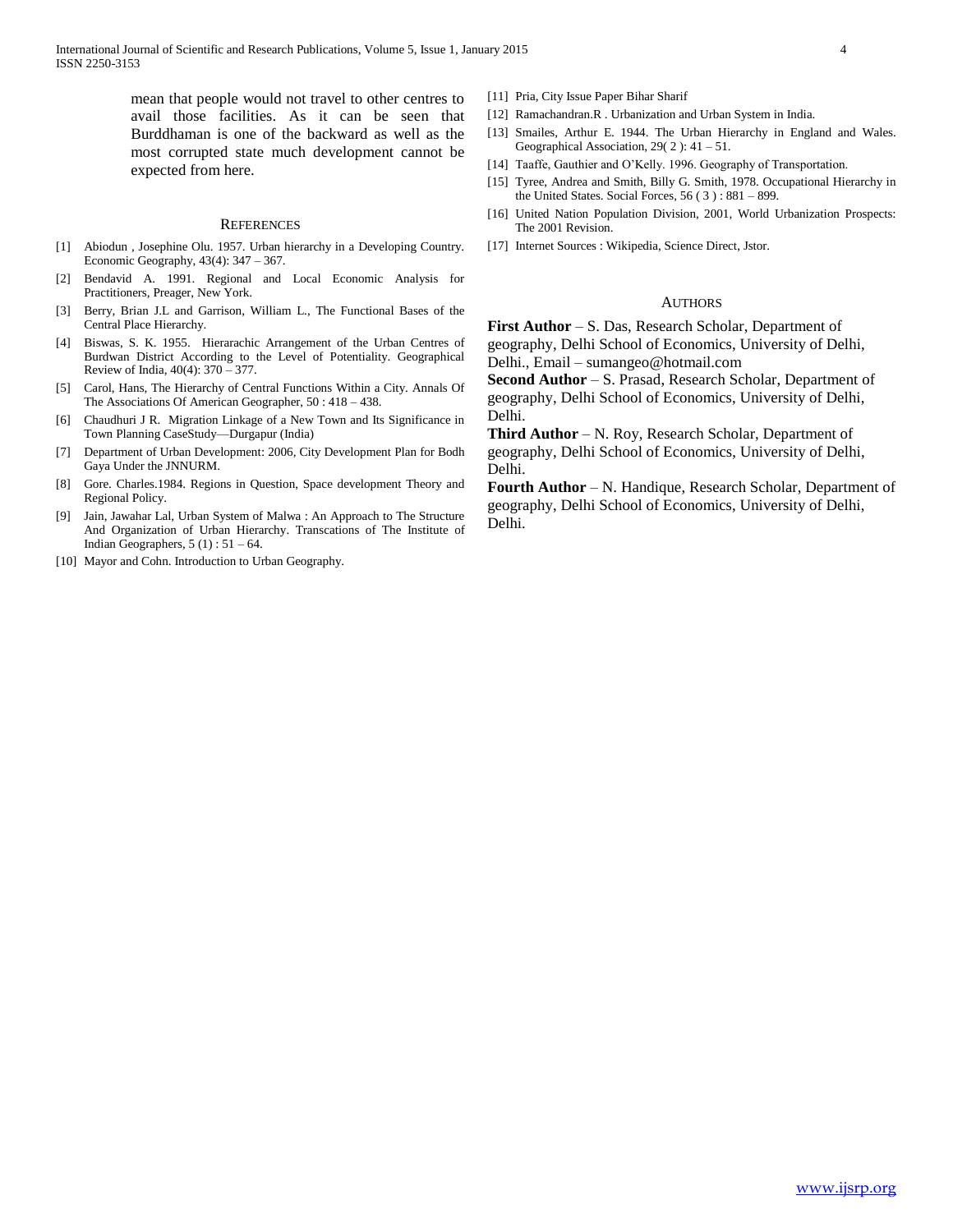mean that people would not travel to other centres to avail those facilities. As it can be seen that Burddhaman is one of the backward as well as the most corrupted state much development cannot be expected from here.

## REFERENCES

[1] Abiodun , Josephine Olu. 1957. Urban hierarchy in a Developing Country. Economic Geography, 43(4): 347 – 367.

[2] Bendavid A. 1991. Regional and Local Economic Analysis for Practitioners, Preager, New York.

[3] Berry, Brian J.L and Garrison, William L., The Functional Bases of the Central Place Hierarchy.

[4] Biswas, S. K. 1955. Hierarachic Arrangement of the Urban Centres of Burdwan District According to the Level of Potentiality. Geographical Review of India, 40(4): 370 – 377.

[5] Carol, Hans, The Hierarchy of Central Functions Within a City. Annals Of The Associations Of American Geographer, 50 : 418 – 438.

[6] Chaudhuri J R. Migration Linkage of a New Town and Its Significance in Town Planning CaseStudy—Durgapur (India)

[7] Department of Urban Development: 2006, City Development Plan for Bodh Gaya Under the JNNURM.

[8] Gore. Charles.1984. Regions in Question, Space development Theory and Regional Policy.

[9] Jain, Jawahar Lal, Urban System of Malwa : An Approach to The Structure And Organization of Urban Hierarchy. Transcations of The Institute of Indian Geographers, 5 (1) : 51 – 64.

[10] Mayor and Cohn. Introduction to Urban Geography.

[11] Pria, City Issue Paper Bihar Sharif

[12] Ramachandran.R . Urbanization and Urban System in India.

[13] Smailes, Arthur E. 1944. The Urban Hierarchy in England and Wales. Geographical Association, 29( 2 ): 41 – 51.

[14] Taaffe, Gauthier and O'Kelly. 1996. Geography of Transportation.

[15] Tyree, Andrea and Smith, Billy G. Smith, 1978. Occupational Hierarchy in the United States. Social Forces, 56 ( 3 ) : 881 – 899.

[16] United Nation Population Division, 2001, World Urbanization Prospects: The 2001 Revision.

[17] Internet Sources : Wikipedia, Science Direct, Jstor.

## AUTHORS

**First Author** – S. Das, Research Scholar, Department of geography, Delhi School of Economics, University of Delhi, Delhi., Email – sumangeo@hotmail.com

**Second Author** – S. Prasad, Research Scholar, Department of geography, Delhi School of Economics, University of Delhi, Delhi.

**Third Author** – N. Roy, Research Scholar, Department of geography, Delhi School of Economics, University of Delhi, Delhi.

**Fourth Author** – N. Handique, Research Scholar, Department of geography, Delhi School of Economics, University of Delhi, Delhi.